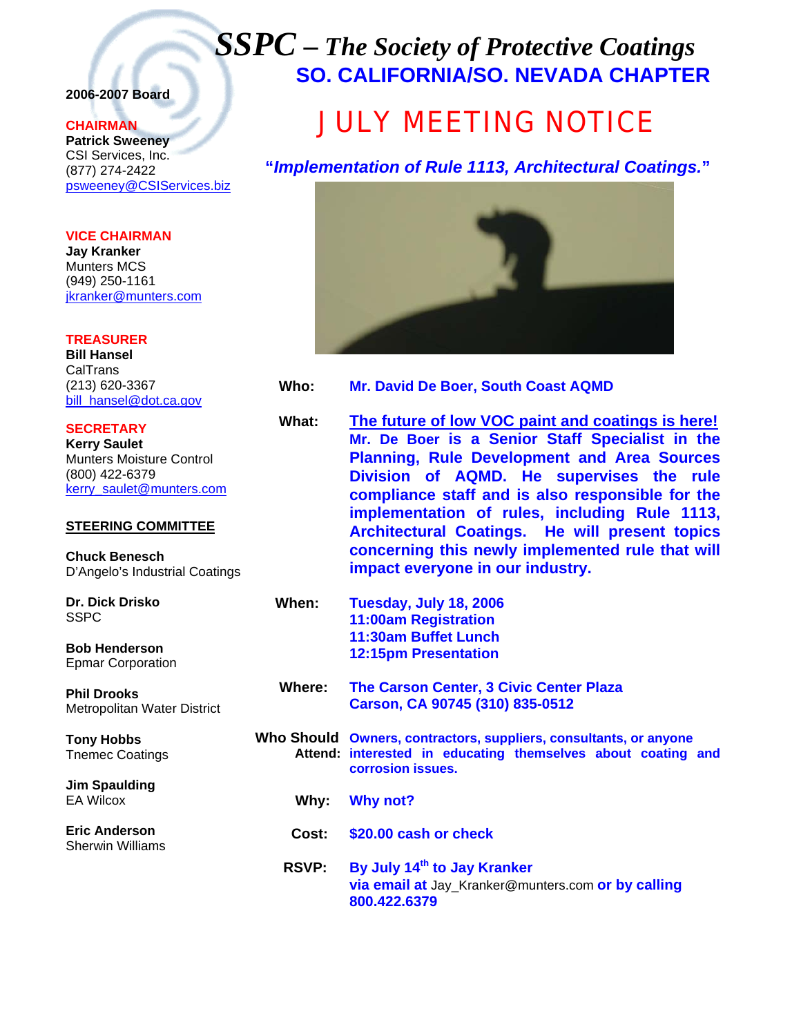# *SSPC – The Society of Protective Coatings*

## SO. CALIFORNIA/SO. NEVADA CHAPTER

**2006-2007 Board**

**CHAIRMAN**
**Patrick Sweeney**
CSI Services, Inc.
(877) 274-2422
psweeney@CSIServices.biz

**VICE CHAIRMAN**
**Jay Kranker**
Munters MCS
(949) 250-1161
jkranker@munters.com

**TREASURER**
**Bill Hansel**
CalTrans
(213) 620-3367
bill_hansel@dot.ca.gov

**SECRETARY**
**Kerry Saulet**
Munters Moisture Control
(800) 422-6379
kerry_saulet@munters.com

**STEERING COMMITTEE**

**Chuck Benesch**
D'Angelo's Industrial Coatings

**Dr. Dick Drisko**
SSPC

**Bob Henderson**
Epmar Corporation

**Phil Drooks**
Metropolitan Water District

**Tony Hobbs**
Tnemec Coatings

**Jim Spaulding**
EA Wilcox

**Eric Anderson**
Sherwin Williams

# JULY MEETING NOTICE

***"Implementation of Rule 1113, Architectural Coatings."***

**Who:** **Mr. David De Boer, South Coast AQMD**

**What:** **The future of low VOC paint and coatings is here!** **Mr. De Boer is a Senior Staff Specialist in the Planning, Rule Development and Area Sources Division of AQMD. He supervises the rule compliance staff and is also responsible for the implementation of rules, including Rule 1113, Architectural Coatings. He will present topics concerning this newly implemented rule that will impact everyone in our industry.**

**When:** **Tuesday, July 18, 2006**
**11:00am Registration**
**11:30am Buffet Lunch**
**12:15pm Presentation**

**Where:** **The Carson Center, 3 Civic Center Plaza**
**Carson, CA 90745 (310) 835-0512**

**Who Should Attend:** **Owners, contractors, suppliers, consultants, or anyone interested in educating themselves about coating and corrosion issues.**

**Why:** **Why not?**

**Cost:** **$20.00 cash or check**

**RSVP:** **By July 14th to Jay Kranker**
**via email at** Jay_Kranker@munters.com **or by calling 800.422.6379**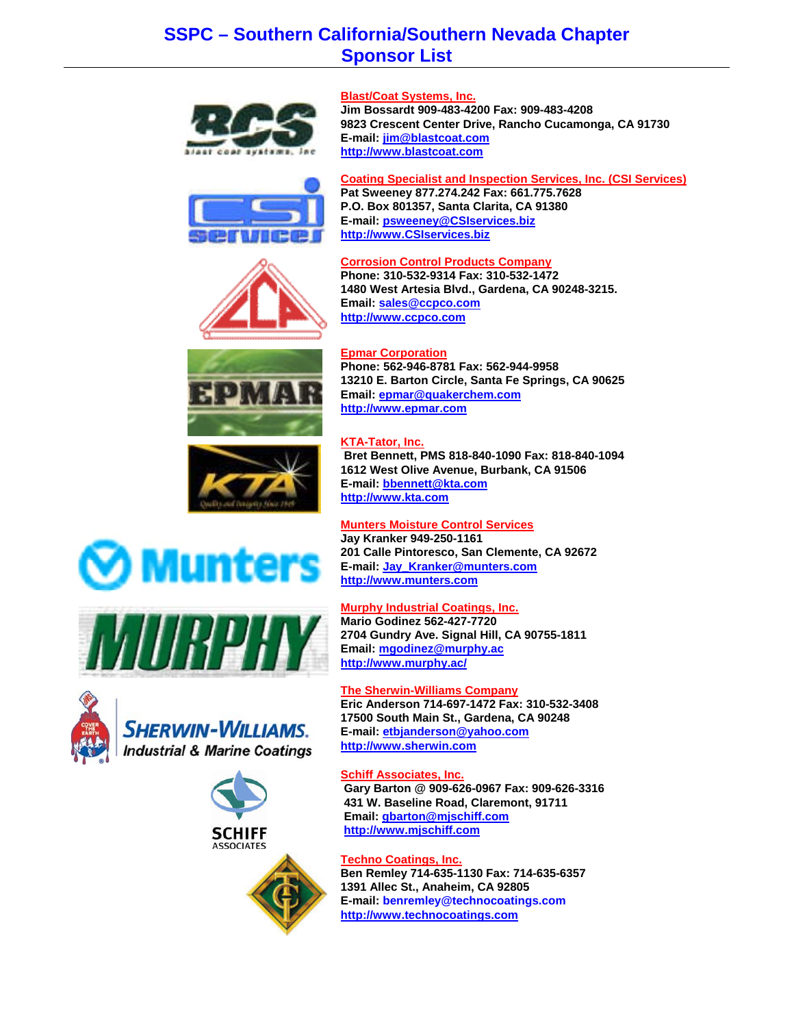# SSPC – Southern California/Southern Nevada Chapter
## Sponsor List

**Blast/Coat Systems, Inc.**
**Jim Bossardt 909-483-4200 Fax: 909-483-4208**
**9823 Crescent Center Drive, Rancho Cucamonga, CA 91730**
**E-mail: jim@blastcoat.com**
**http://www.blastcoat.com**

**Coating Specialist and Inspection Services, Inc. (CSI Services)**
**Pat Sweeney 877.274.242 Fax: 661.775.7628**
**P.O. Box 801357, Santa Clarita, CA 91380**
**E-mail: psweeney@CSIservices.biz**
**http://www.CSIservices.biz**

**Corrosion Control Products Company**
**Phone: 310-532-9314 Fax: 310-532-1472**
**1480 West Artesia Blvd., Gardena, CA 90248-3215.**
**Email: sales@ccpco.com**
**http://www.ccpco.com**

**Epmar Corporation**
**Phone: 562-946-8781 Fax: 562-944-9958**
**13210 E. Barton Circle, Santa Fe Springs, CA 90625**
**Email: epmar@quakerchem.com**
**http://www.epmar.com**

**KTA-Tator, Inc.**
**Bret Bennett, PMS 818-840-1090 Fax: 818-840-1094**
**1612 West Olive Avenue, Burbank, CA 91506**
**E-mail: bbennett@kta.com**
**http://www.kta.com**

**Munters Moisture Control Services**
**Jay Kranker 949-250-1161**
**201 Calle Pintoresco, San Clemente, CA 92672**
**E-mail: Jay_Kranker@munters.com**
**http://www.munters.com**

**Murphy Industrial Coatings, Inc.**
**Mario Godinez 562-427-7720**
**2704 Gundry Ave. Signal Hill, CA 90755-1811**
**Email: mgodinez@murphy.ac**
**http://www.murphy.ac/**

**The Sherwin-Williams Company**
**Eric Anderson 714-697-1472 Fax: 310-532-3408**
**17500 South Main St., Gardena, CA 90248**
**E-mail: etbjanderson@yahoo.com**
**http://www.sherwin.com**

**Schiff Associates, Inc.**
**Gary Barton @ 909-626-0967 Fax: 909-626-3316**
**431 W. Baseline Road, Claremont, 91711**
**Email: gbarton@mjschiff.com**
**http://www.mjschiff.com**

**Techno Coatings, Inc.**
**Ben Remley 714-635-1130 Fax: 714-635-6357**
**1391 Allec St., Anaheim, CA 92805**
**E-mail: benremley@technocoatings.com**
**http://www.technocoatings.com**